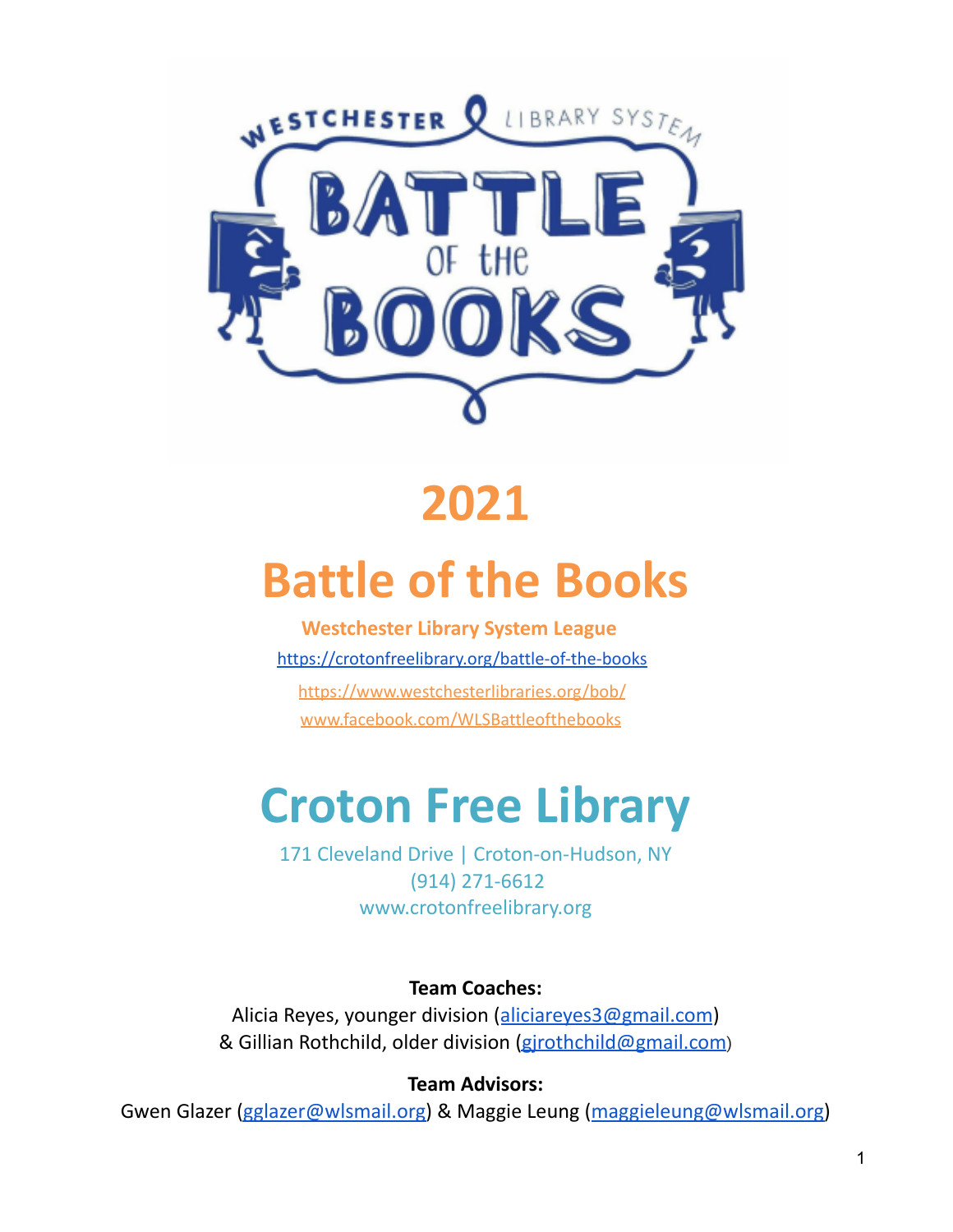# 2021

# Battle of the Books

**Westchester Library System League**

https://crotonfreelibrary.org/battle-of-the-books

https://www.westchesterlibraries.org/bob/

www.facebook.com/WLSBattleofthebooks

# Croton Free Library

171 Cleveland Drive | Croton-on-Hudson, NY
(914) 271-6612
www.crotonfreelibrary.org

**Team Coaches:**

Alicia Reyes, younger division (aliciareyes3@gmail.com)
& Gillian Rothchild, older division (gjrothchild@gmail.com)

**Team Advisors:**

Gwen Glazer (gglazer@wlsmail.org) & Maggie Leung (maggieleung@wlsmail.org)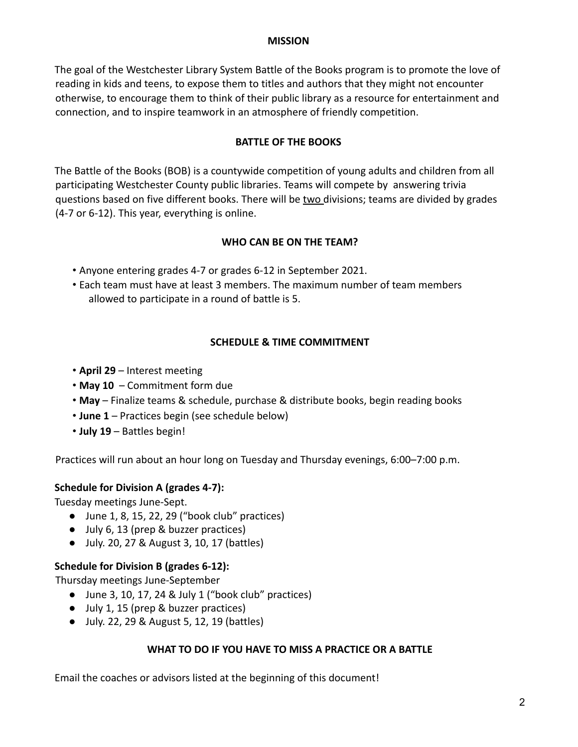## MISSION

The goal of the Westchester Library System Battle of the Books program is to promote the love of reading in kids and teens, to expose them to titles and authors that they might not encounter otherwise, to encourage them to think of their public library as a resource for entertainment and connection, and to inspire teamwork in an atmosphere of friendly competition.

## BATTLE OF THE BOOKS

The Battle of the Books (BOB) is a countywide competition of young adults and children from all participating Westchester County public libraries. Teams will compete by answering trivia questions based on five different books. There will be two divisions; teams are divided by grades (4-7 or 6-12). This year, everything is online.

## WHO CAN BE ON THE TEAM?

- Anyone entering grades 4-7 or grades 6-12 in September 2021.
- Each team must have at least 3 members. The maximum number of team members allowed to participate in a round of battle is 5.

## SCHEDULE & TIME COMMITMENT

- **April 29** – Interest meeting
- **May 10** – Commitment form due
- **May** – Finalize teams & schedule, purchase & distribute books, begin reading books
- **June 1** – Practices begin (see schedule below)
- **July 19** – Battles begin!

Practices will run about an hour long on Tuesday and Thursday evenings, 6:00–7:00 p.m.

**Schedule for Division A (grades 4-7):**

Tuesday meetings June-Sept.

- June 1, 8, 15, 22, 29 ("book club" practices)
- July 6, 13 (prep & buzzer practices)
- July. 20, 27 & August 3, 10, 17 (battles)

**Schedule for Division B (grades 6-12):**

Thursday meetings June-September

- June 3, 10, 17, 24 & July 1 ("book club" practices)
- July 1, 15 (prep & buzzer practices)
- July. 22, 29 & August 5, 12, 19 (battles)

## WHAT TO DO IF YOU HAVE TO MISS A PRACTICE OR A BATTLE

Email the coaches or advisors listed at the beginning of this document!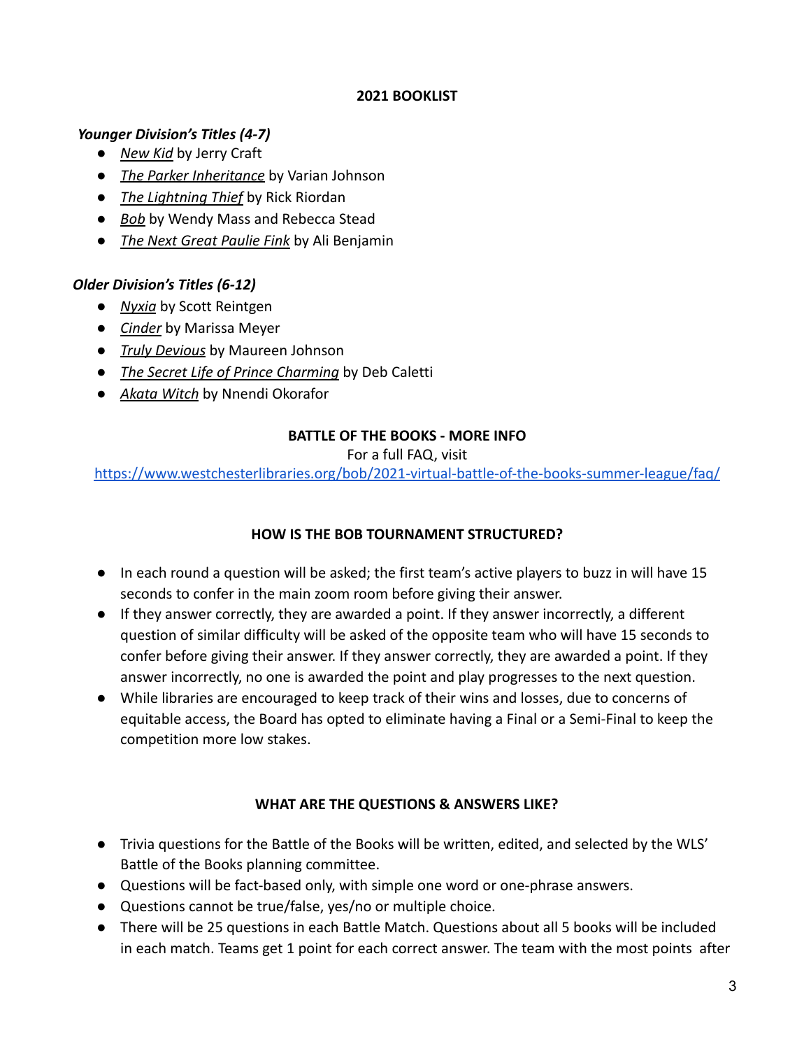## 2021 BOOKLIST

***Younger Division's Titles (4-7)***

- *New Kid* by Jerry Craft
- *The Parker Inheritance* by Varian Johnson
- *The Lightning Thief* by Rick Riordan
- *Bob* by Wendy Mass and Rebecca Stead
- *The Next Great Paulie Fink* by Ali Benjamin

***Older Division's Titles (6-12)***

- *Nyxia* by Scott Reintgen
- *Cinder* by Marissa Meyer
- *Truly Devious* by Maureen Johnson
- *The Secret Life of Prince Charming* by Deb Caletti
- *Akata Witch* by Nnendi Okorafor

## BATTLE OF THE BOOKS - MORE INFO

For a full FAQ, visit
https://www.westchesterlibraries.org/bob/2021-virtual-battle-of-the-books-summer-league/faq/

### HOW IS THE BOB TOURNAMENT STRUCTURED?

- In each round a question will be asked; the first team's active players to buzz in will have 15 seconds to confer in the main zoom room before giving their answer.
- If they answer correctly, they are awarded a point. If they answer incorrectly, a different question of similar difficulty will be asked of the opposite team who will have 15 seconds to confer before giving their answer. If they answer correctly, they are awarded a point. If they answer incorrectly, no one is awarded the point and play progresses to the next question.
- While libraries are encouraged to keep track of their wins and losses, due to concerns of equitable access, the Board has opted to eliminate having a Final or a Semi-Final to keep the competition more low stakes.

### WHAT ARE THE QUESTIONS & ANSWERS LIKE?

- Trivia questions for the Battle of the Books will be written, edited, and selected by the WLS' Battle of the Books planning committee.
- Questions will be fact-based only, with simple one word or one-phrase answers.
- Questions cannot be true/false, yes/no or multiple choice.
- There will be 25 questions in each Battle Match. Questions about all 5 books will be included in each match. Teams get 1 point for each correct answer. The team with the most points after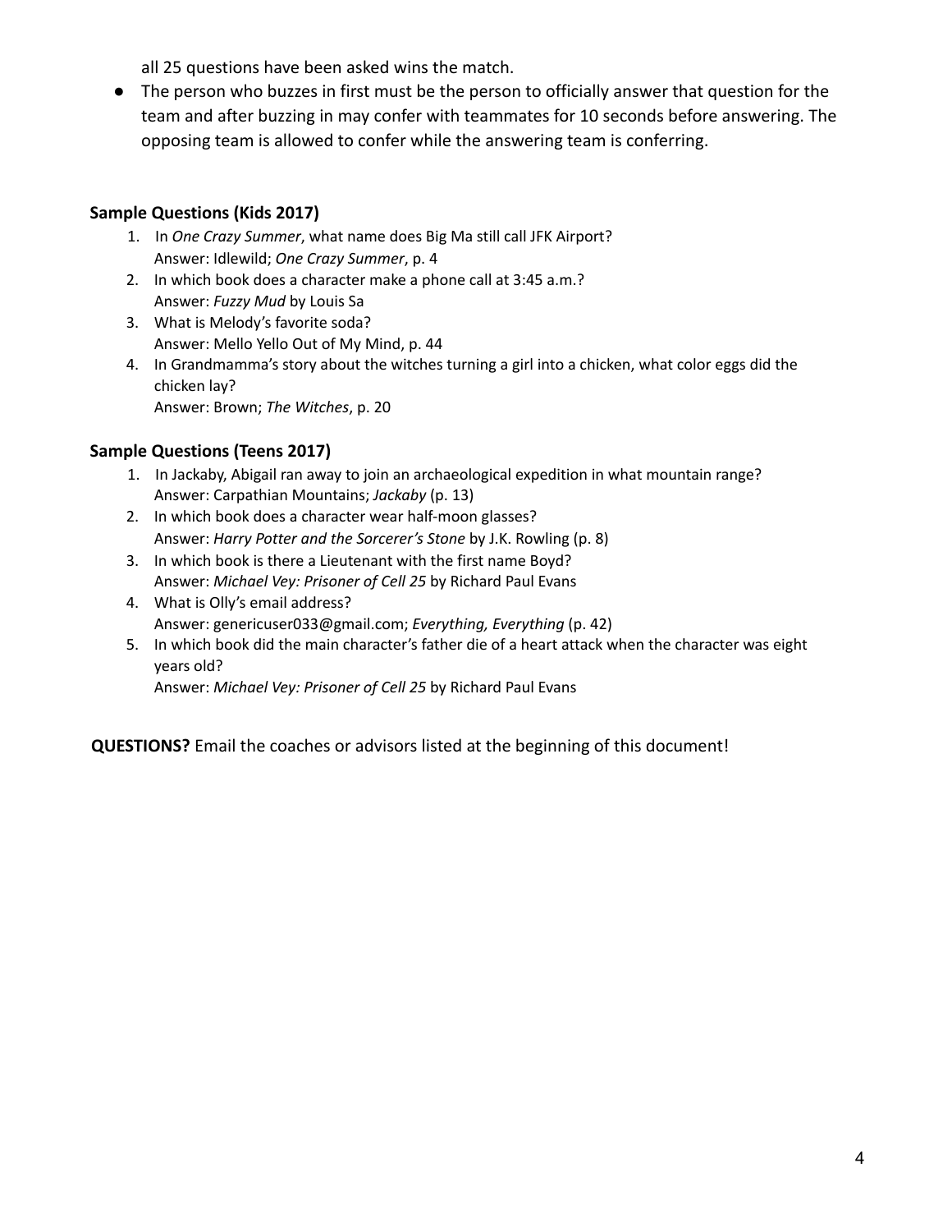all 25 questions have been asked wins the match.

- The person who buzzes in first must be the person to officially answer that question for the team and after buzzing in may confer with teammates for 10 seconds before answering. The opposing team is allowed to confer while the answering team is conferring.

### Sample Questions (Kids 2017)

1. In *One Crazy Summer*, what name does Big Ma still call JFK Airport?
   Answer: Idlewild; *One Crazy Summer*, p. 4
2. In which book does a character make a phone call at 3:45 a.m.?
   Answer: *Fuzzy Mud* by Louis Sa
3. What is Melody's favorite soda?
   Answer: Mello Yello Out of My Mind, p. 44
4. In Grandmamma's story about the witches turning a girl into a chicken, what color eggs did the chicken lay?
   Answer: Brown; *The Witches*, p. 20

### Sample Questions (Teens 2017)

1. In Jackaby, Abigail ran away to join an archaeological expedition in what mountain range?
   Answer: Carpathian Mountains; *Jackaby* (p. 13)
2. In which book does a character wear half-moon glasses?
   Answer: *Harry Potter and the Sorcerer's Stone* by J.K. Rowling (p. 8)
3. In which book is there a Lieutenant with the first name Boyd?
   Answer: *Michael Vey: Prisoner of Cell 25* by Richard Paul Evans
4. What is Olly's email address?
   Answer: genericuser033@gmail.com; *Everything, Everything* (p. 42)
5. In which book did the main character's father die of a heart attack when the character was eight years old?
   Answer: *Michael Vey: Prisoner of Cell 25* by Richard Paul Evans

**QUESTIONS?** Email the coaches or advisors listed at the beginning of this document!